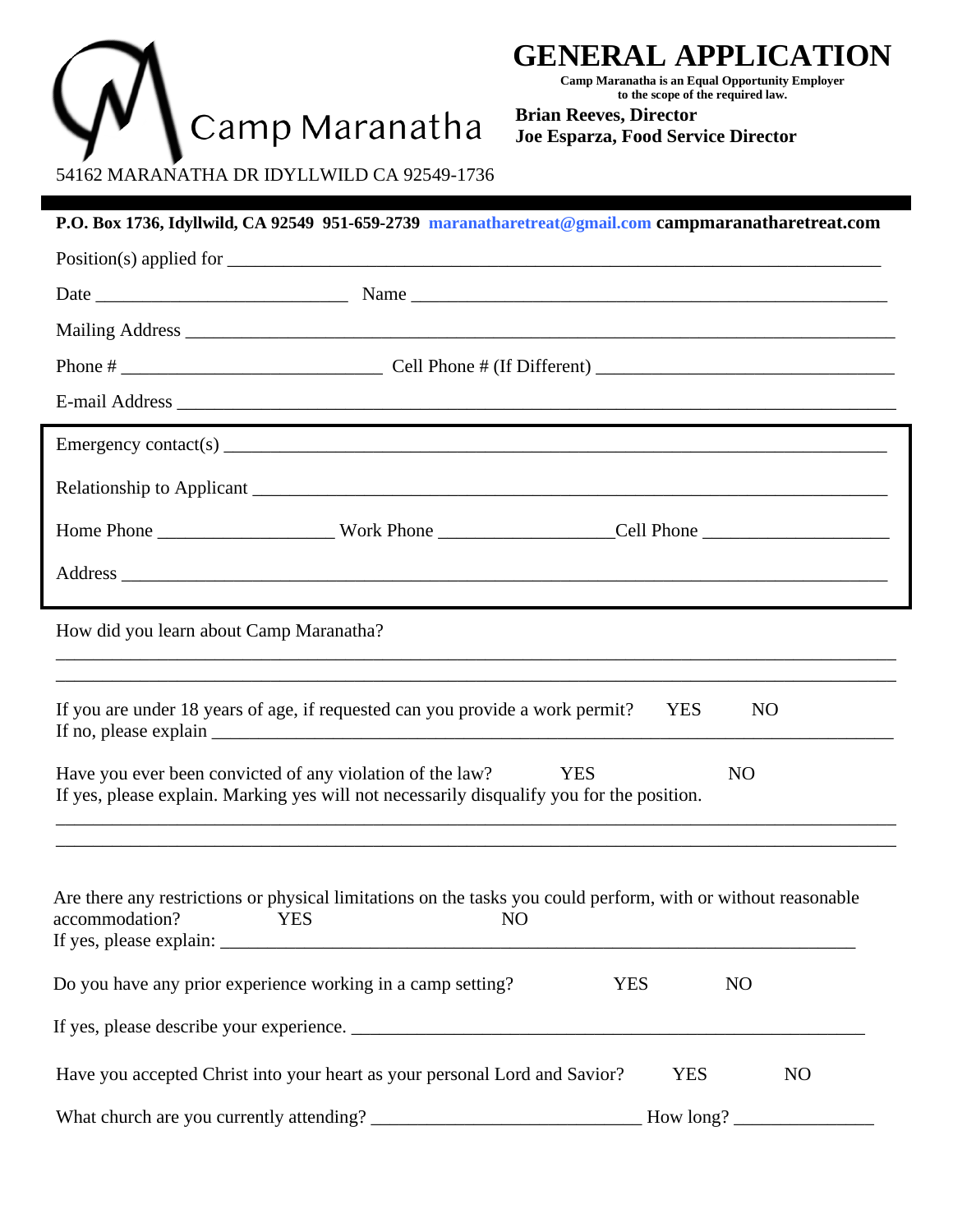Camp Maranatha

54162 MARANATHA DR IDYLLWILD CA 92549-1736

# GENERAL APPLICATION

**Camp Maranatha is an Equal Opportunity Employer to the scope of the required law.**

**Brian Reeves, Director**
**Joe Esparza, Food Service Director**

**P.O. Box 1736, Idyllwild, CA 92549 951-659-2739 maranatharetreat@gmail.com campmaranatharetreat.com**

Position(s) applied for ___________________________________________________________________________

Date ____________________________ Name _______________________________________________________

Mailing Address ___________________________________________________________________________

Phone # _____________________________ Cell Phone # (If Different) _________________________________

E-mail Address ____________________________________________________________________________

Emergency contact(s) ________________________________________________________________________

Relationship to Applicant _____________________________________________________________________

Home Phone ____________________ Work Phone __________________Cell Phone ____________________

Address _________________________________________________________________________________

How did you learn about Camp Maranatha?

_______________________________________________________________________________________

_______________________________________________________________________________________

If you are under 18 years of age, if requested can you provide a work permit? YES NO
If no, please explain ___________________________________________________________________________

Have you ever been convicted of any violation of the law? YES NO
If yes, please explain. Marking yes will not necessarily disqualify you for the position.

_______________________________________________________________________________________

_______________________________________________________________________________________

Are there any restrictions or physical limitations on the tasks you could perform, with or without reasonable accommodation? YES NO
If yes, please explain: _________________________________________________________________________

Do you have any prior experience working in a camp setting? YES NO

If yes, please describe your experience. _____________________________________________________________

Have you accepted Christ into your heart as your personal Lord and Savior? YES NO

What church are you currently attending? ______________________________ How long? _______________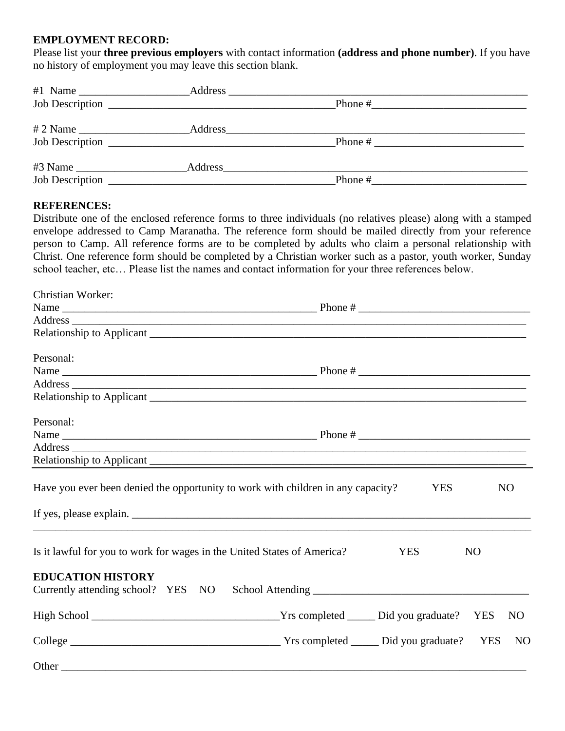**EMPLOYMENT RECORD:**
Please list your **three previous employers** with contact information **(address and phone number)**. If you have no history of employment you may leave this section blank.

#1 Name ____________________Address _______________________________________________________
Job Description ________________________________________Phone #___________________________

# 2 Name ____________________Address_______________________________________________________
Job Description ________________________________________Phone # ___________________________

#3 Name ____________________Address_______________________________________________________
Job Description ________________________________________Phone #___________________________

**REFERENCES:**
Distribute one of the enclosed reference forms to three individuals (no relatives please) along with a stamped envelope addressed to Camp Maranatha. The reference form should be mailed directly from your reference person to Camp. All reference forms are to be completed by adults who claim a personal relationship with Christ. One reference form should be completed by a Christian worker such as a pastor, youth worker, Sunday school teacher, etc… Please list the names and contact information for your three references below.

Christian Worker:
Name _______________________________________________ Phone # _______________________________
Address ___________________________________________________________________________________
Relationship to Applicant __________________________________________________________________

Personal:
Name _______________________________________________ Phone # _______________________________
Address ___________________________________________________________________________________
Relationship to Applicant __________________________________________________________________

Personal:
Name _______________________________________________ Phone # _______________________________
Address ___________________________________________________________________________________
Relationship to Applicant __________________________________________________________________

---

Have you ever been denied the opportunity to work with children in any capacity? YES NO

If yes, please explain. ___________________________________________________________________
___________________________________________________________________________________________

Is it lawful for you to work for wages in the United States of America? YES NO

**EDUCATION HISTORY**
Currently attending school? YES NO School Attending _______________________________________

High School _________________________________Yrs completed _____ Did you graduate? YES NO

College ____________________________________ Yrs completed _____ Did you graduate? YES NO

Other _____________________________________________________________________________________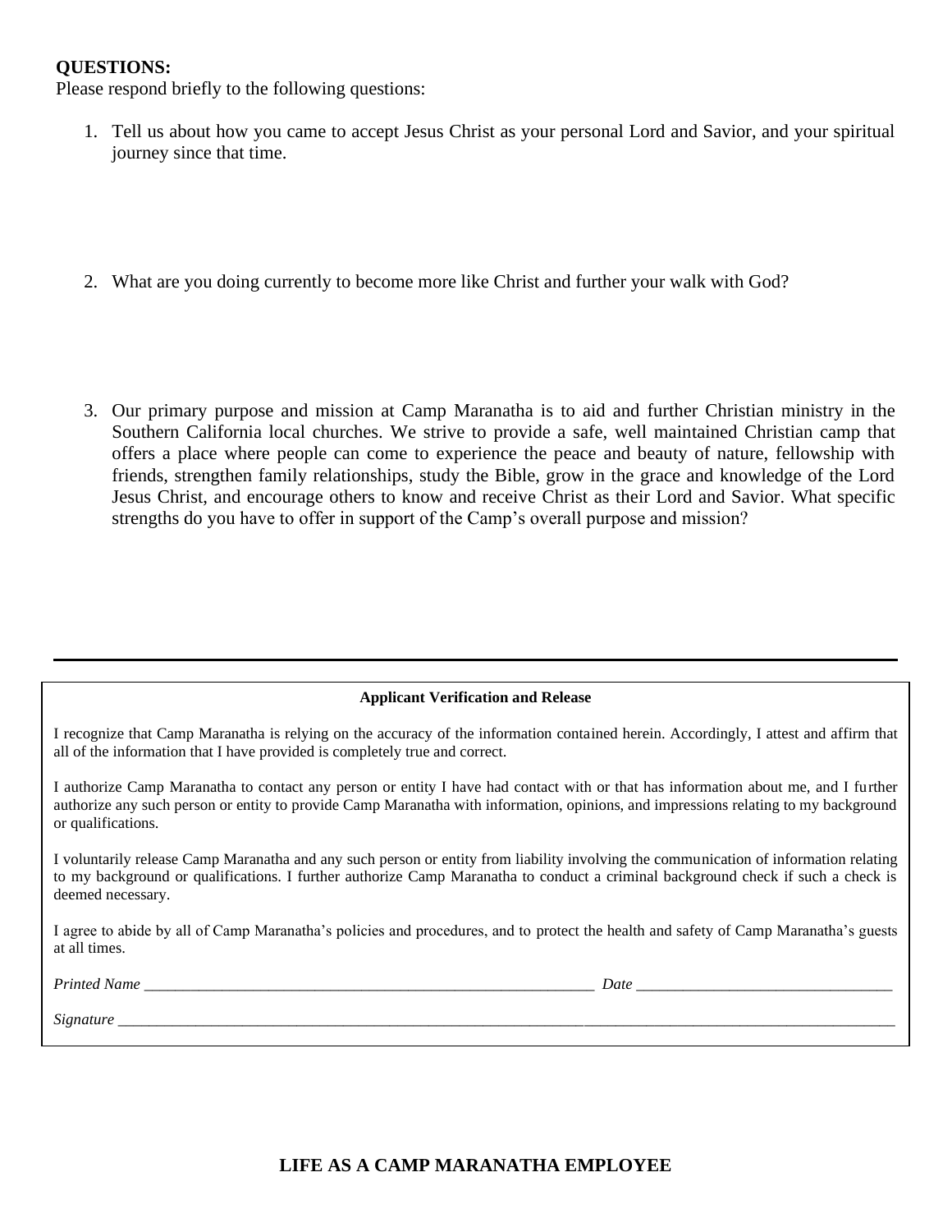**QUESTIONS:**

Please respond briefly to the following questions:

1. Tell us about how you came to accept Jesus Christ as your personal Lord and Savior, and your spiritual journey since that time.

2. What are you doing currently to become more like Christ and further your walk with God?

3. Our primary purpose and mission at Camp Maranatha is to aid and further Christian ministry in the Southern California local churches. We strive to provide a safe, well maintained Christian camp that offers a place where people can come to experience the peace and beauty of nature, fellowship with friends, strengthen family relationships, study the Bible, grow in the grace and knowledge of the Lord Jesus Christ, and encourage others to know and receive Christ as their Lord and Savior. What specific strengths do you have to offer in support of the Camp's overall purpose and mission?

---

**Applicant Verification and Release**

I recognize that Camp Maranatha is relying on the accuracy of the information contained herein. Accordingly, I attest and affirm that all of the information that I have provided is completely true and correct.

I authorize Camp Maranatha to contact any person or entity I have had contact with or that has information about me, and I further authorize any such person or entity to provide Camp Maranatha with information, opinions, and impressions relating to my background or qualifications.

I voluntarily release Camp Maranatha and any such person or entity from liability involving the communication of information relating to my background or qualifications. I further authorize Camp Maranatha to conduct a criminal background check if such a check is deemed necessary.

I agree to abide by all of Camp Maranatha's policies and procedures, and to protect the health and safety of Camp Maranatha's guests at all times.

*Printed Name* ____________________________________________ *Date* ____________________________

*Signature* ______________________________________________________________________________

**LIFE AS A CAMP MARANATHA EMPLOYEE**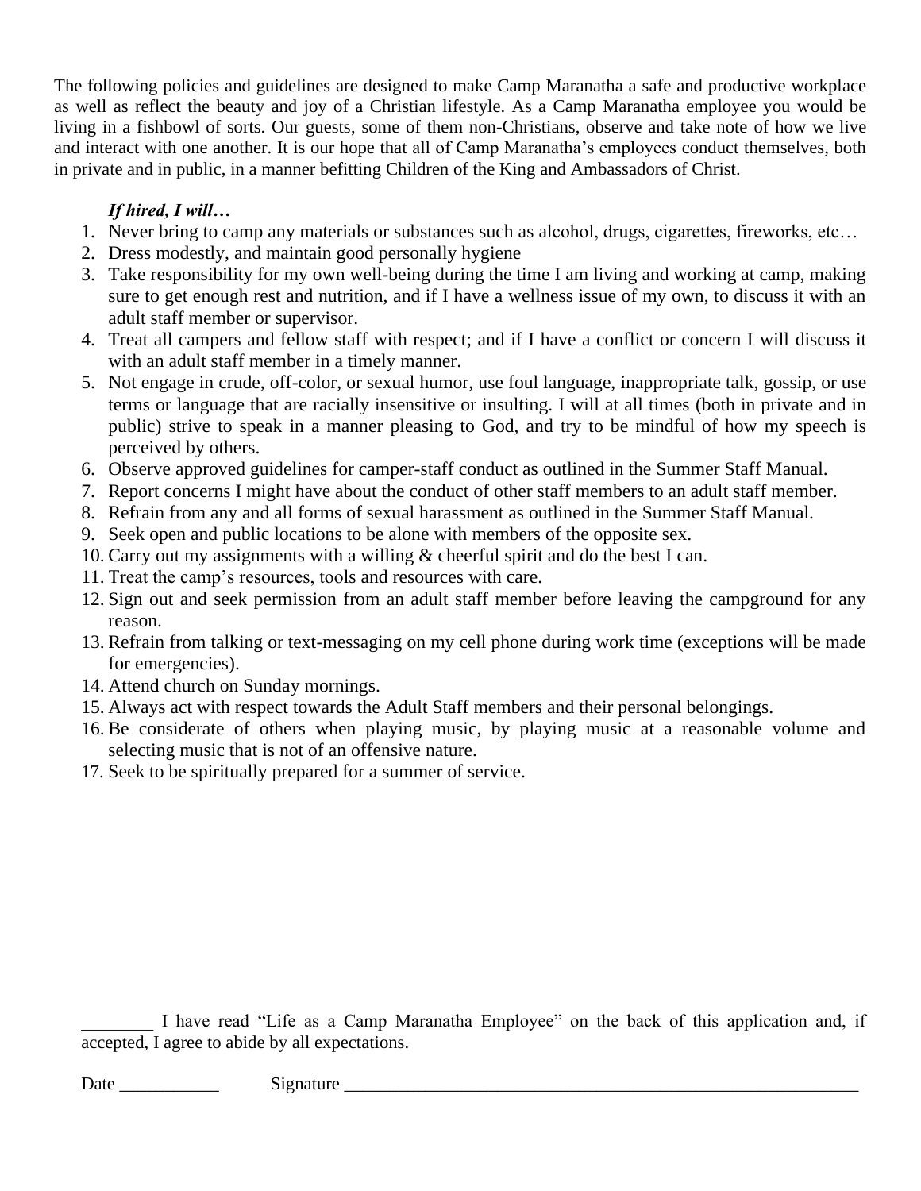The following policies and guidelines are designed to make Camp Maranatha a safe and productive workplace as well as reflect the beauty and joy of a Christian lifestyle. As a Camp Maranatha employee you would be living in a fishbowl of sorts. Our guests, some of them non-Christians, observe and take note of how we live and interact with one another. It is our hope that all of Camp Maranatha's employees conduct themselves, both in private and in public, in a manner befitting Children of the King and Ambassadors of Christ.

***If hired, I will…***

1. Never bring to camp any materials or substances such as alcohol, drugs, cigarettes, fireworks, etc…
2. Dress modestly, and maintain good personally hygiene
3. Take responsibility for my own well-being during the time I am living and working at camp, making sure to get enough rest and nutrition, and if I have a wellness issue of my own, to discuss it with an adult staff member or supervisor.
4. Treat all campers and fellow staff with respect; and if I have a conflict or concern I will discuss it with an adult staff member in a timely manner.
5. Not engage in crude, off-color, or sexual humor, use foul language, inappropriate talk, gossip, or use terms or language that are racially insensitive or insulting. I will at all times (both in private and in public) strive to speak in a manner pleasing to God, and try to be mindful of how my speech is perceived by others.
6. Observe approved guidelines for camper-staff conduct as outlined in the Summer Staff Manual.
7. Report concerns I might have about the conduct of other staff members to an adult staff member.
8. Refrain from any and all forms of sexual harassment as outlined in the Summer Staff Manual.
9. Seek open and public locations to be alone with members of the opposite sex.
10. Carry out my assignments with a willing & cheerful spirit and do the best I can.
11. Treat the camp's resources, tools and resources with care.
12. Sign out and seek permission from an adult staff member before leaving the campground for any reason.
13. Refrain from talking or text-messaging on my cell phone during work time (exceptions will be made for emergencies).
14. Attend church on Sunday mornings.
15. Always act with respect towards the Adult Staff members and their personal belongings.
16. Be considerate of others when playing music, by playing music at a reasonable volume and selecting music that is not of an offensive nature.
17. Seek to be spiritually prepared for a summer of service.

________ I have read "Life as a Camp Maranatha Employee" on the back of this application and, if accepted, I agree to abide by all expectations.

Date ___________ Signature ______________________________________________________________